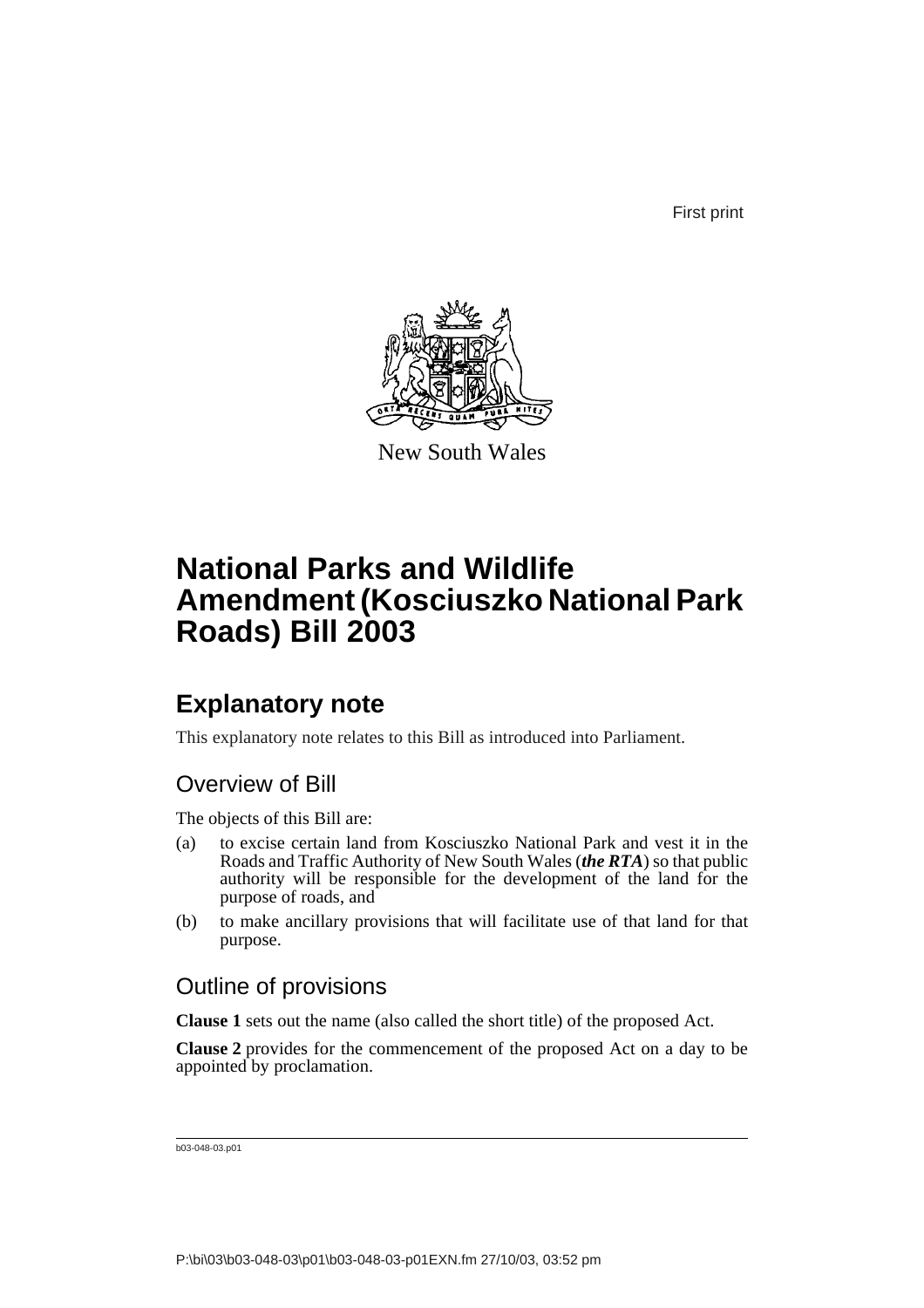First print

New South Wales

# National Parks and Wildlife Amendment (Kosciuszko National Park Roads) Bill 2003

## Explanatory note

This explanatory note relates to this Bill as introduced into Parliament.

### Overview of Bill

The objects of this Bill are:

(a) to excise certain land from Kosciuszko National Park and vest it in the Roads and Traffic Authority of New South Wales (***the RTA***) so that public authority will be responsible for the development of the land for the purpose of roads, and

(b) to make ancillary provisions that will facilitate use of that land for that purpose.

### Outline of provisions

**Clause 1** sets out the name (also called the short title) of the proposed Act.

**Clause 2** provides for the commencement of the proposed Act on a day to be appointed by proclamation.

b03-048-03.p01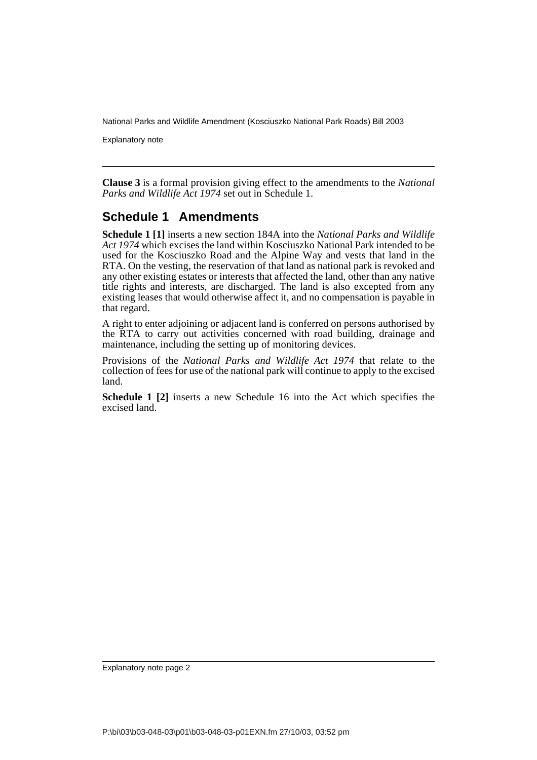**Clause 3** is a formal provision giving effect to the amendments to the *National Parks and Wildlife Act 1974* set out in Schedule 1.

## Schedule 1 Amendments

**Schedule 1 [1]** inserts a new section 184A into the *National Parks and Wildlife Act 1974* which excises the land within Kosciuszko National Park intended to be used for the Kosciuszko Road and the Alpine Way and vests that land in the RTA. On the vesting, the reservation of that land as national park is revoked and any other existing estates or interests that affected the land, other than any native title rights and interests, are discharged. The land is also excepted from any existing leases that would otherwise affect it, and no compensation is payable in that regard.

A right to enter adjoining or adjacent land is conferred on persons authorised by the RTA to carry out activities concerned with road building, drainage and maintenance, including the setting up of monitoring devices.

Provisions of the *National Parks and Wildlife Act 1974* that relate to the collection of fees for use of the national park will continue to apply to the excised land.

**Schedule 1 [2]** inserts a new Schedule 16 into the Act which specifies the excised land.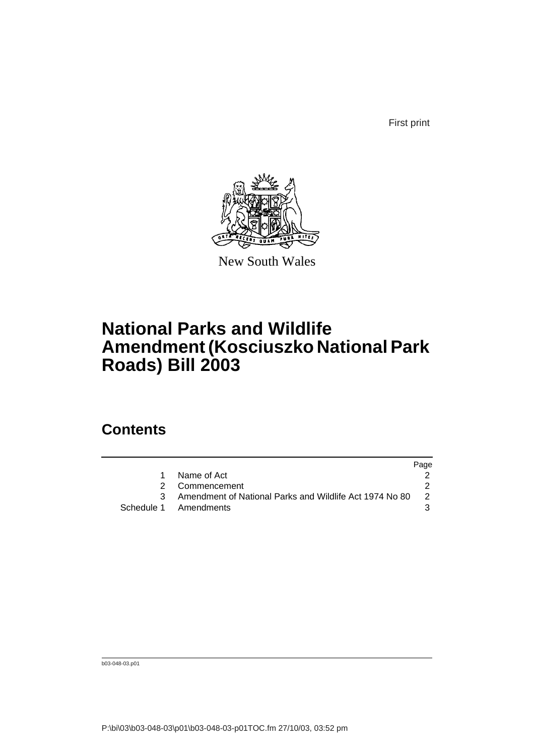First print

New South Wales

# National Parks and Wildlife Amendment (Kosciuszko National Park Roads) Bill 2003

## Contents

| | | Page |
|---|---|---|
| 1 | Name of Act | 2 |
| 2 | Commencement | 2 |
| 3 | Amendment of National Parks and Wildlife Act 1974 No 80 | 2 |
| Schedule 1 | Amendments | 3 |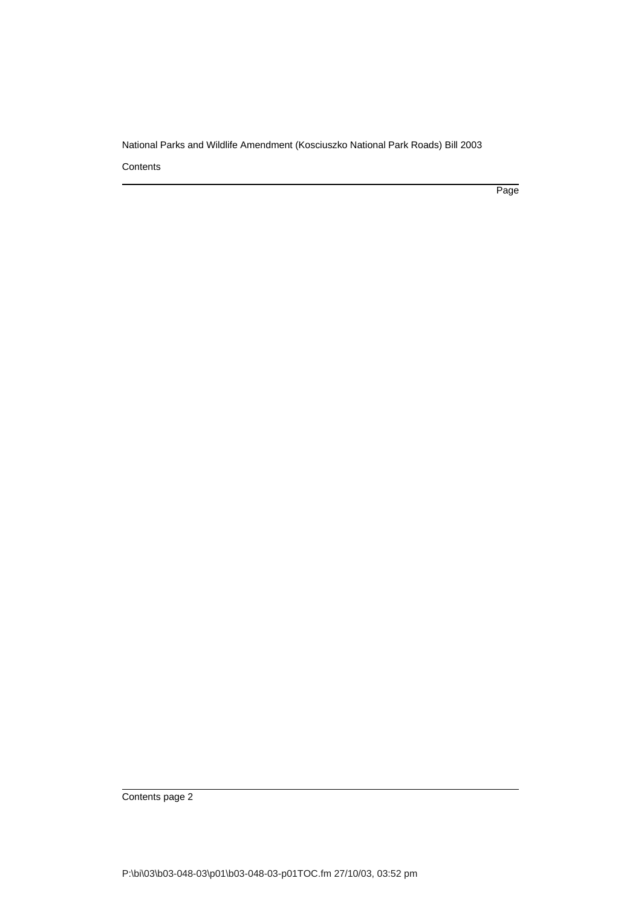Contents

Page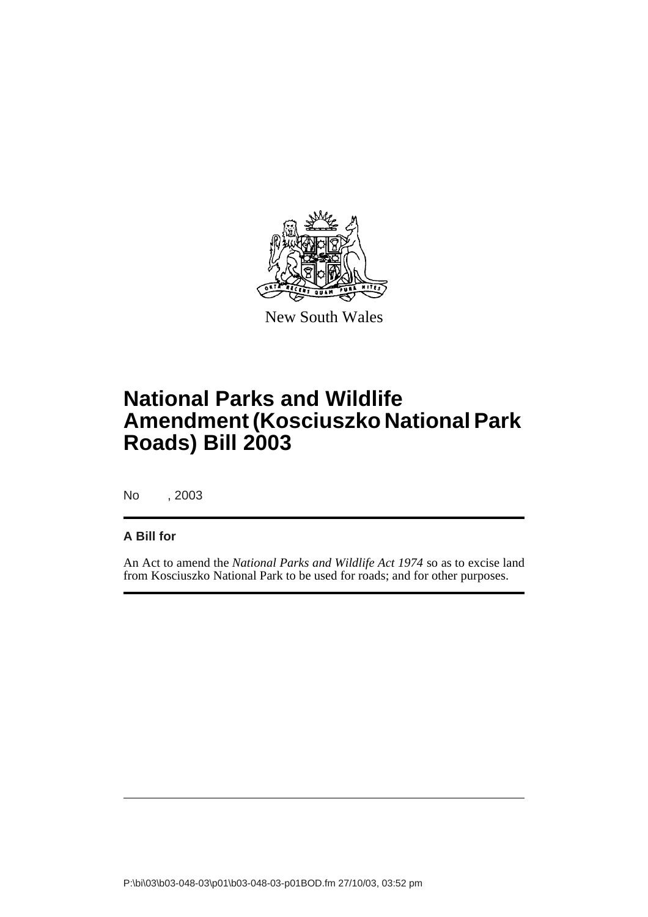New South Wales

# National Parks and Wildlife Amendment (Kosciuszko National Park Roads) Bill 2003

No , 2003

**A Bill for**

An Act to amend the *National Parks and Wildlife Act 1974* so as to excise land from Kosciuszko National Park to be used for roads; and for other purposes.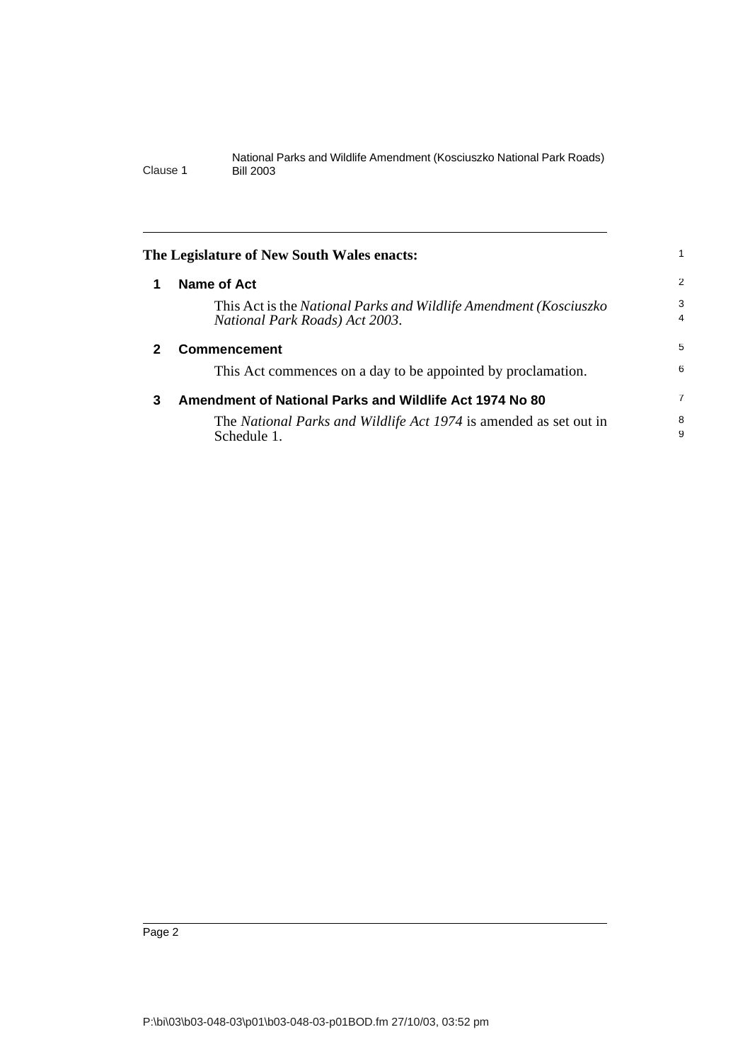**The Legislature of New South Wales enacts:**

## 1 Name of Act

This Act is the *National Parks and Wildlife Amendment (Kosciuszko National Park Roads) Act 2003*.

## 2 Commencement

This Act commences on a day to be appointed by proclamation.

## 3 Amendment of National Parks and Wildlife Act 1974 No 80

The *National Parks and Wildlife Act 1974* is amended as set out in Schedule 1.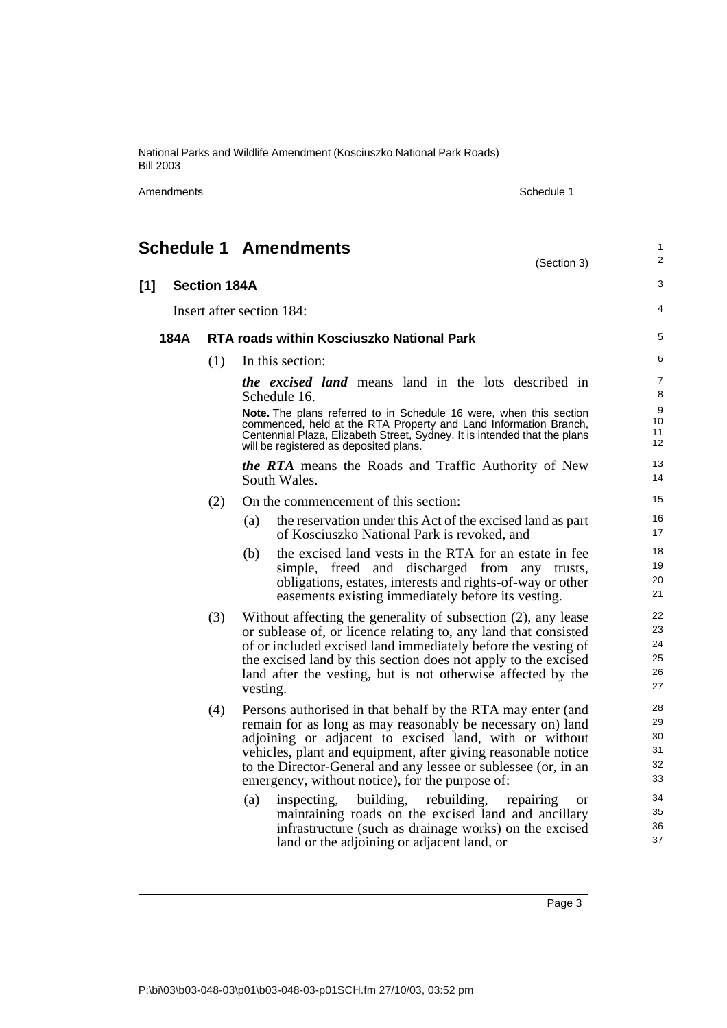# Schedule 1 Amendments

(Section 3)

## [1] Section 184A

Insert after section 184:

### 184A RTA roads within Kosciuszko National Park

(1) In this section:

***the excised land*** means land in the lots described in Schedule 16.

**Note.** The plans referred to in Schedule 16 were, when this section commenced, held at the RTA Property and Land Information Branch, Centennial Plaza, Elizabeth Street, Sydney. It is intended that the plans will be registered as deposited plans.

***the RTA*** means the Roads and Traffic Authority of New South Wales.

(2) On the commencement of this section:

- (a) the reservation under this Act of the excised land as part of Kosciuszko National Park is revoked, and
- (b) the excised land vests in the RTA for an estate in fee simple, freed and discharged from any trusts, obligations, estates, interests and rights-of-way or other easements existing immediately before its vesting.

(3) Without affecting the generality of subsection (2), any lease or sublease of, or licence relating to, any land that consisted of or included excised land immediately before the vesting of the excised land by this section does not apply to the excised land after the vesting, but is not otherwise affected by the vesting.

(4) Persons authorised in that behalf by the RTA may enter (and remain for as long as may reasonably be necessary on) land adjoining or adjacent to excised land, with or without vehicles, plant and equipment, after giving reasonable notice to the Director-General and any lessee or sublessee (or, in an emergency, without notice), for the purpose of:

- (a) inspecting, building, rebuilding, repairing or maintaining roads on the excised land and ancillary infrastructure (such as drainage works) on the excised land or the adjoining or adjacent land, or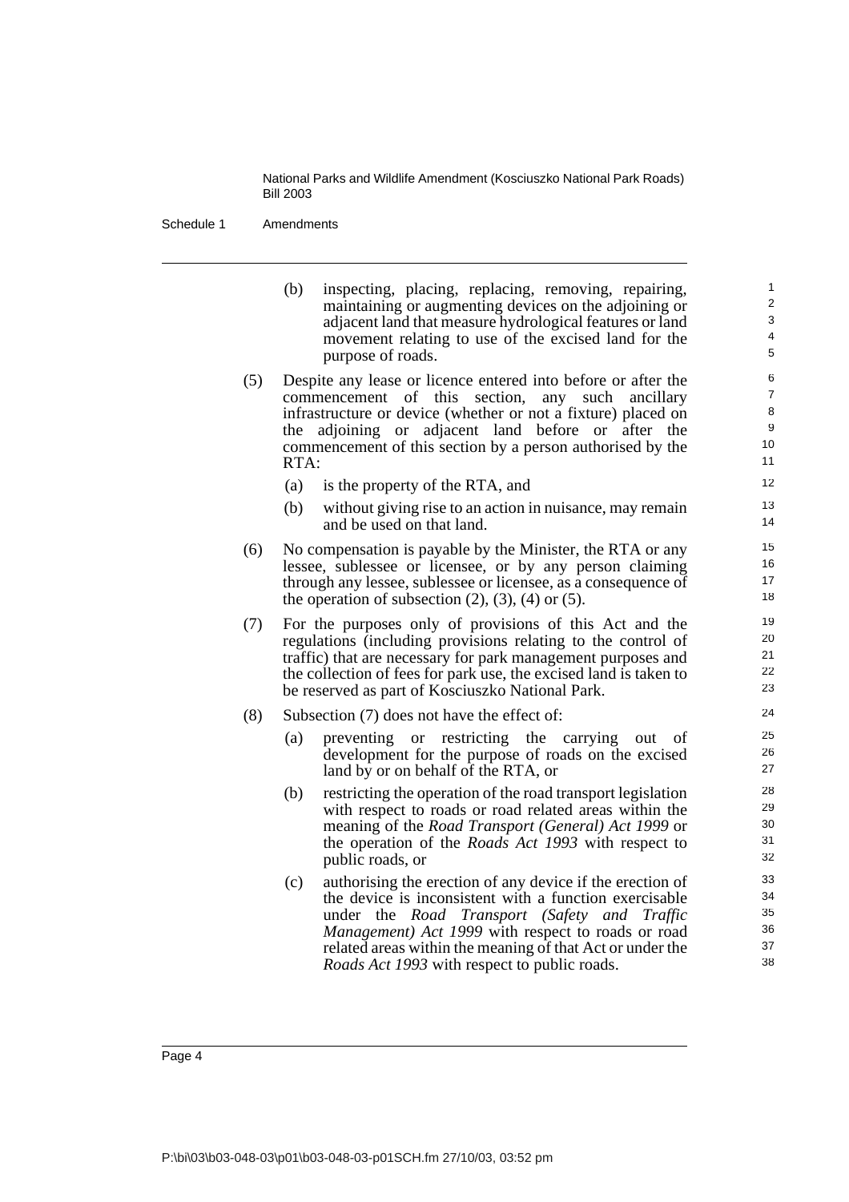(b) inspecting, placing, replacing, removing, repairing, maintaining or augmenting devices on the adjoining or adjacent land that measure hydrological features or land movement relating to use of the excised land for the purpose of roads.

(5) Despite any lease or licence entered into before or after the commencement of this section, any such ancillary infrastructure or device (whether or not a fixture) placed on the adjoining or adjacent land before or after the commencement of this section by a person authorised by the RTA:

- (a) is the property of the RTA, and
- (b) without giving rise to an action in nuisance, may remain and be used on that land.

(6) No compensation is payable by the Minister, the RTA or any lessee, sublessee or licensee, or by any person claiming through any lessee, sublessee or licensee, as a consequence of the operation of subsection (2), (3), (4) or (5).

(7) For the purposes only of provisions of this Act and the regulations (including provisions relating to the control of traffic) that are necessary for park management purposes and the collection of fees for park use, the excised land is taken to be reserved as part of Kosciuszko National Park.

(8) Subsection (7) does not have the effect of:

- (a) preventing or restricting the carrying out of development for the purpose of roads on the excised land by or on behalf of the RTA, or
- (b) restricting the operation of the road transport legislation with respect to roads or road related areas within the meaning of the *Road Transport (General) Act 1999* or the operation of the *Roads Act 1993* with respect to public roads, or
- (c) authorising the erection of any device if the erection of the device is inconsistent with a function exercisable under the *Road Transport (Safety and Traffic Management) Act 1999* with respect to roads or road related areas within the meaning of that Act or under the *Roads Act 1993* with respect to public roads.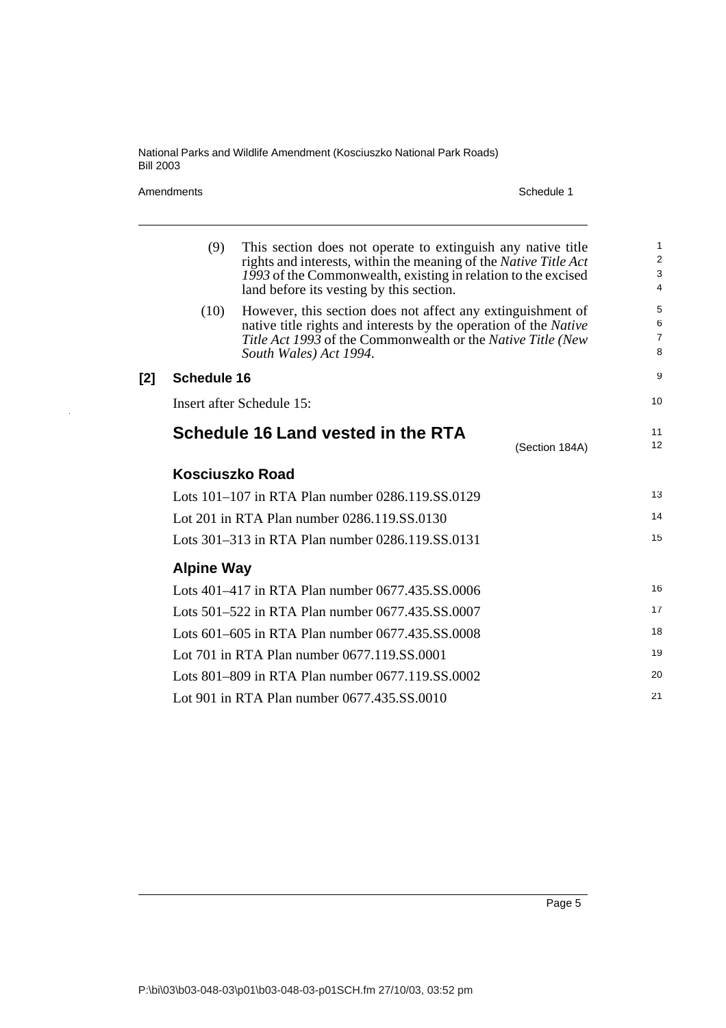(9) This section does not operate to extinguish any native title rights and interests, within the meaning of the *Native Title Act 1993* of the Commonwealth, existing in relation to the excised land before its vesting by this section.

(10) However, this section does not affect any extinguishment of native title rights and interests by the operation of the *Native Title Act 1993* of the Commonwealth or the *Native Title (New South Wales) Act 1994*.

**[2] Schedule 16**

Insert after Schedule 15:

## Schedule 16 Land vested in the RTA

(Section 184A)

### Kosciuszko Road

Lots 101–107 in RTA Plan number 0286.119.SS.0129

Lot 201 in RTA Plan number 0286.119.SS.0130

Lots 301–313 in RTA Plan number 0286.119.SS.0131

### Alpine Way

Lots 401–417 in RTA Plan number 0677.435.SS.0006

Lots 501–522 in RTA Plan number 0677.435.SS.0007

Lots 601–605 in RTA Plan number 0677.435.SS.0008

Lot 701 in RTA Plan number 0677.119.SS.0001

Lots 801–809 in RTA Plan number 0677.119.SS.0002

Lot 901 in RTA Plan number 0677.435.SS.0010